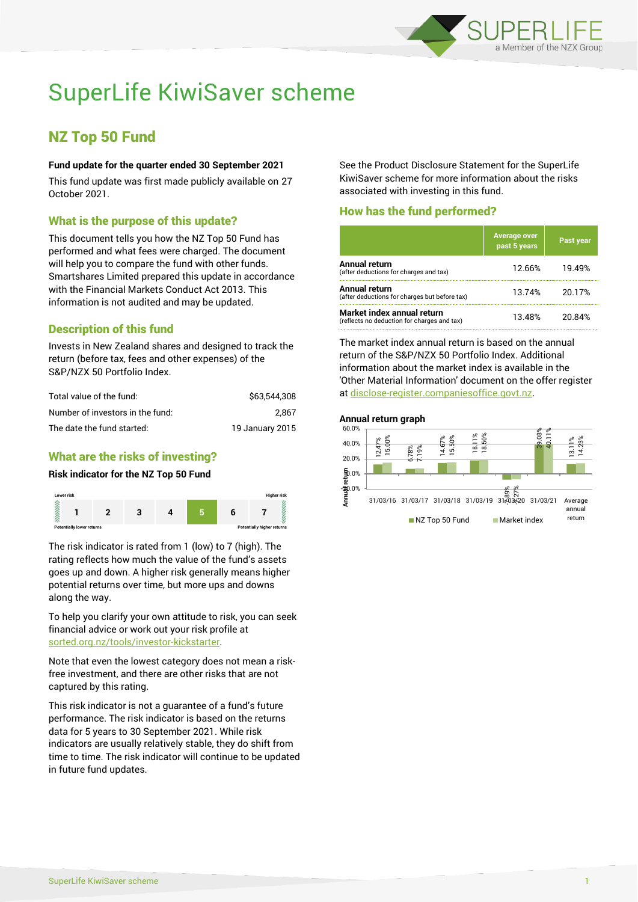# SuperLife KiwiSaver scheme

## NZ Top 50 Fund

**Fund update for the quarter ended 30 September 2021**

This fund update was first made publicly available on 27 October 2021.

### What is the purpose of this update?

This document tells you how the NZ Top 50 Fund has performed and what fees were charged. The document will help you to compare the fund with other funds. Smartshares Limited prepared this update in accordance with the Financial Markets Conduct Act 2013. This information is not audited and may be updated.

### Description of this fund

Invests in New Zealand shares and designed to track the return (before tax, fees and other expenses) of the S&P/NZX 50 Portfolio Index.

| | |
|---|---|
| Total value of the fund: | $63,544,308 |
| Number of investors in the fund: | 2,867 |
| The date the fund started: | 19 January 2015 |

### What are the risks of investing?

**Risk indicator for the NZ Top 50 Fund**

Lower risk — Higher risk

| 1 | 2 | 3 | 4 | **5** | 6 | 7 |
|---|---|---|---|---|---|---|

Potentially lower returns — Potentially higher returns

The risk indicator is rated from 1 (low) to 7 (high). The rating reflects how much the value of the fund's assets goes up and down. A higher risk generally means higher potential returns over time, but more ups and downs along the way.

To help you clarify your own attitude to risk, you can seek financial advice or work out your risk profile at sorted.org.nz/tools/investor-kickstarter.

Note that even the lowest category does not mean a risk-free investment, and there are other risks that are not captured by this rating.

This risk indicator is not a guarantee of a fund's future performance. The risk indicator is based on the returns data for 5 years to 30 September 2021. While risk indicators are usually relatively stable, they do shift from time to time. The risk indicator will continue to be updated in future fund updates.

See the Product Disclosure Statement for the SuperLife KiwiSaver scheme for more information about the risks associated with investing in this fund.

### How has the fund performed?

| | Average over past 5 years | Past year |
|---|---|---|
| **Annual return** (after deductions for charges and tax) | 12.66% | 19.49% |
| **Annual return** (after deductions for charges but before tax) | 13.74% | 20.17% |
| **Market index annual return** (reflects no deduction for charges and tax) | 13.48% | 20.84% |

The market index annual return is based on the annual return of the S&P/NZX 50 Portfolio Index. Additional information about the market index is available in the 'Other Material Information' document on the offer register at disclose-register.companiesoffice.govt.nz.

**Annual return graph**

| | NZ Top 50 Fund | Market index |
|---|---|---|
| 31/03/16 | 12.47% | 15.00% |
| 31/03/17 | 6.78% | 7.19% |
| 31/03/18 | 14.67% | 15.50% |
| 31/03/19 | 18.11% | 18.50% |
| 31/03/20 | -7.89% | -7.27% |
| 31/03/21 | 39.08% | 40.11% |
| Average annual return | 13.11% | 14.23% |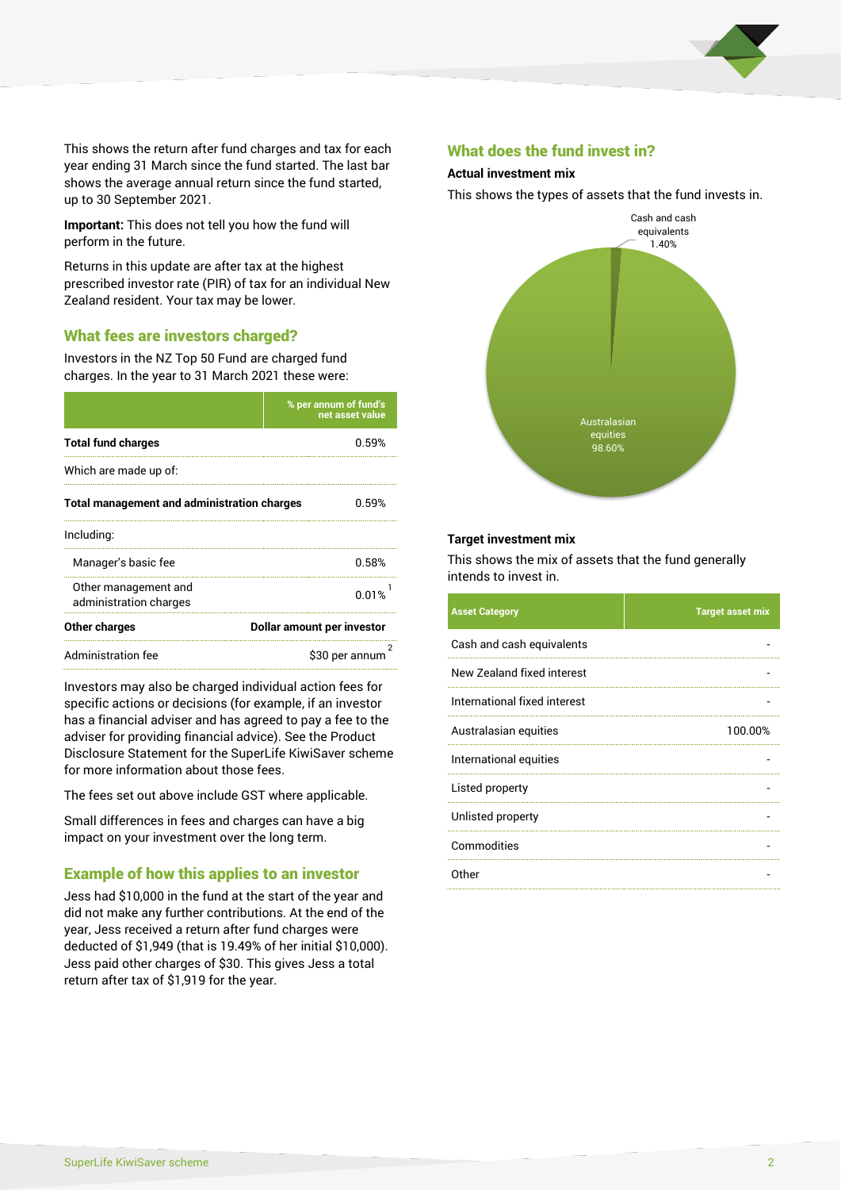This shows the return after fund charges and tax for each year ending 31 March since the fund started. The last bar shows the average annual return since the fund started, up to 30 September 2021.

**Important:** This does not tell you how the fund will perform in the future.

Returns in this update are after tax at the highest prescribed investor rate (PIR) of tax for an individual New Zealand resident. Your tax may be lower.

## What fees are investors charged?

Investors in the NZ Top 50 Fund are charged fund charges. In the year to 31 March 2021 these were:

| | % per annum of fund's net asset value |
|---|---|
| **Total fund charges** | 0.59% |
| Which are made up of: | |
| **Total management and administration charges** | 0.59% |
| Including: | |
| Manager's basic fee | 0.58% |
| Other management and administration charges | 0.01% [1] |
| **Other charges** | **Dollar amount per investor** |
| Administration fee | $30 per annum [2] |

Investors may also be charged individual action fees for specific actions or decisions (for example, if an investor has a financial adviser and has agreed to pay a fee to the adviser for providing financial advice). See the Product Disclosure Statement for the SuperLife KiwiSaver scheme for more information about those fees.

The fees set out above include GST where applicable.

Small differences in fees and charges can have a big impact on your investment over the long term.

## Example of how this applies to an investor

Jess had $10,000 in the fund at the start of the year and did not make any further contributions. At the end of the year, Jess received a return after fund charges were deducted of $1,949 (that is 19.49% of her initial $10,000). Jess paid other charges of $30. This gives Jess a total return after tax of $1,919 for the year.

## What does the fund invest in?

### Actual investment mix

This shows the types of assets that the fund invests in.

- Cash and cash equivalents: 1.40%
- Australasian equities: 98.60%

### Target investment mix

This shows the mix of assets that the fund generally intends to invest in.

| Asset Category | Target asset mix |
|---|---|
| Cash and cash equivalents | - |
| New Zealand fixed interest | - |
| International fixed interest | - |
| Australasian equities | 100.00% |
| International equities | - |
| Listed property | - |
| Unlisted property | - |
| Commodities | - |
| Other | - |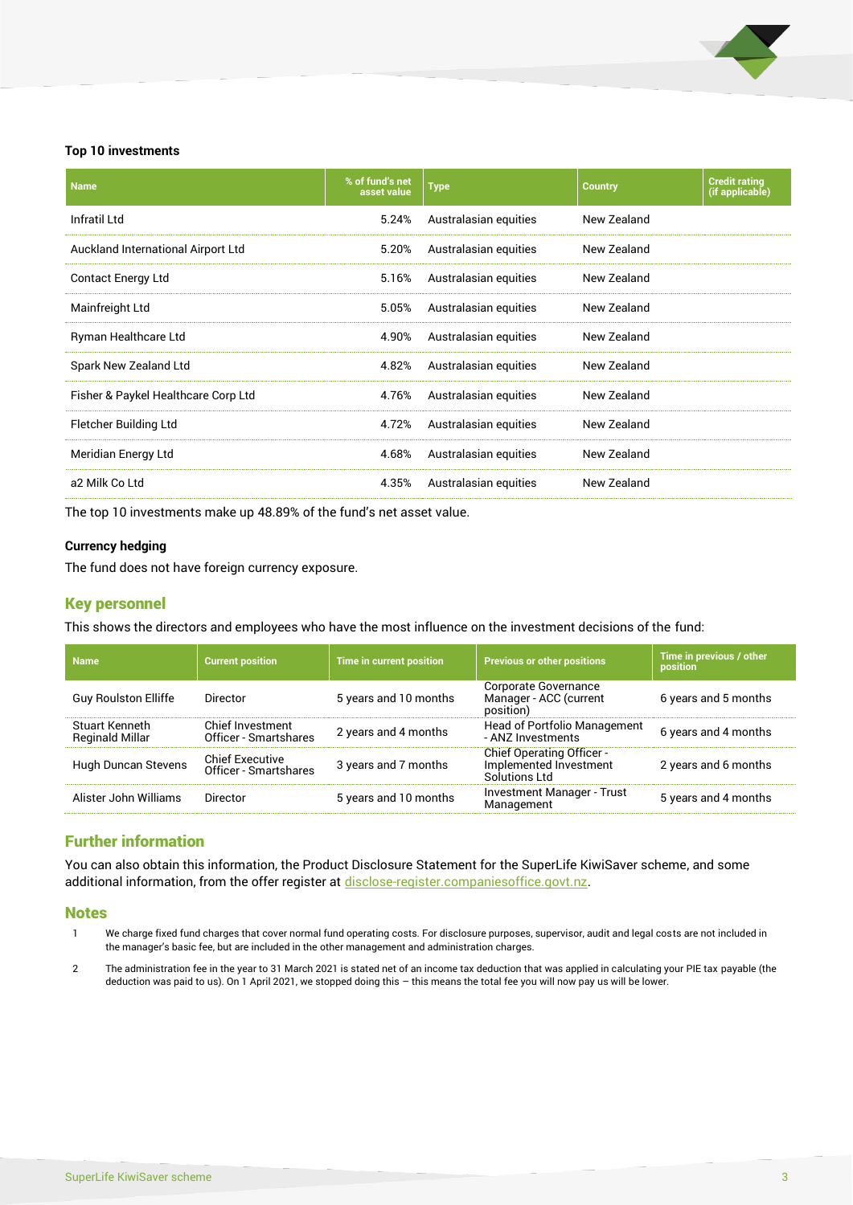**Top 10 investments**

| Name | % of fund's net asset value | Type | Country | Credit rating (if applicable) |
|---|---|---|---|---|
| Infratil Ltd | 5.24% | Australasian equities | New Zealand | |
| Auckland International Airport Ltd | 5.20% | Australasian equities | New Zealand | |
| Contact Energy Ltd | 5.16% | Australasian equities | New Zealand | |
| Mainfreight Ltd | 5.05% | Australasian equities | New Zealand | |
| Ryman Healthcare Ltd | 4.90% | Australasian equities | New Zealand | |
| Spark New Zealand Ltd | 4.82% | Australasian equities | New Zealand | |
| Fisher & Paykel Healthcare Corp Ltd | 4.76% | Australasian equities | New Zealand | |
| Fletcher Building Ltd | 4.72% | Australasian equities | New Zealand | |
| Meridian Energy Ltd | 4.68% | Australasian equities | New Zealand | |
| a2 Milk Co Ltd | 4.35% | Australasian equities | New Zealand | |

The top 10 investments make up 48.89% of the fund's net asset value.

**Currency hedging**

The fund does not have foreign currency exposure.

## Key personnel

This shows the directors and employees who have the most influence on the investment decisions of the fund:

| Name | Current position | Time in current position | Previous or other positions | Time in previous / other position |
|---|---|---|---|---|
| Guy Roulston Elliffe | Director | 5 years and 10 months | Corporate Governance Manager - ACC (current position) | 6 years and 5 months |
| Stuart Kenneth Reginald Millar | Chief Investment Officer - Smartshares | 2 years and 4 months | Head of Portfolio Management - ANZ Investments | 6 years and 4 months |
| Hugh Duncan Stevens | Chief Executive Officer - Smartshares | 3 years and 7 months | Chief Operating Officer - Implemented Investment Solutions Ltd | 2 years and 6 months |
| Alister John Williams | Director | 5 years and 10 months | Investment Manager - Trust Management | 5 years and 4 months |

## Further information

You can also obtain this information, the Product Disclosure Statement for the SuperLife KiwiSaver scheme, and some additional information, from the offer register at disclose-register.companiesoffice.govt.nz.

## Notes

1. We charge fixed fund charges that cover normal fund operating costs. For disclosure purposes, supervisor, audit and legal costs are not included in the manager's basic fee, but are included in the other management and administration charges.
2. The administration fee in the year to 31 March 2021 is stated net of an income tax deduction that was applied in calculating your PIE tax payable (the deduction was paid to us). On 1 April 2021, we stopped doing this – this means the total fee you will now pay us will be lower.